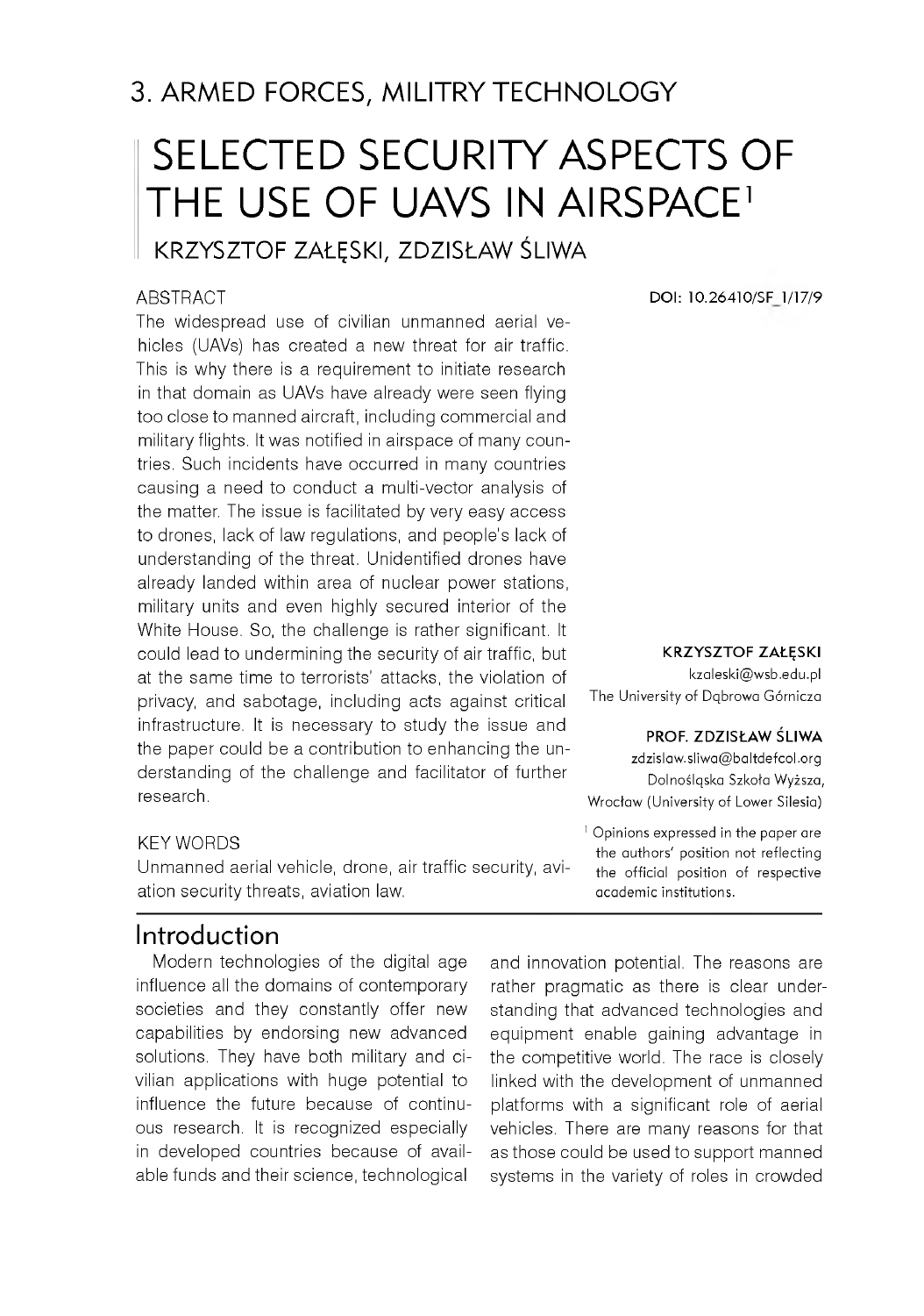## 3. ARMED FORCES, MILITRY TECHNOLOGY

# SELECTED SECURITY ASPECTS OF THE USE OF UAVS IN AIRSPACE[1]

KRZYSZTOF ZAŁĘSKI, ZDZISŁAW ŚLIWA

DOI: 10.26410/SF_1/17/9

### ABSTRACT

The widespread use of civilian unmanned aerial vehicles (UAVs) has created a new threat for air traffic. This is why there is a requirement to initiate research in that domain as UAVs have already were seen flying too close to manned aircraft, including commercial and military flights. It was notified in airspace of many countries. Such incidents have occurred in many countries causing a need to conduct a multi-vector analysis of the matter. The issue is facilitated by very easy access to drones, lack of law regulations, and people's lack of understanding of the threat. Unidentified drones have already landed within area of nuclear power stations, military units and even highly secured interior of the White House. So, the challenge is rather significant. It could lead to undermining the security of air traffic, but at the same time to terrorists' attacks, the violation of privacy, and sabotage, including acts against critical infrastructure. It is necessary to study the issue and the paper could be a contribution to enhancing the understanding of the challenge and facilitator of further research.

### KEY WORDS

Unmanned aerial vehicle, drone, air traffic security, aviation security threats, aviation law.

**KRZYSZTOF ZAŁĘSKI**
kzaleski@wsb.edu.pl
The University of Dąbrowa Górnicza

**PROF. ZDZISŁAW ŚLIWA**
zdzislaw.sliwa@baltdefcol.org
Dolnośląska Szkoła Wyższa,
Wrocław (University of Lower Silesia)

[1] Opinions expressed in the paper are the authors' position not reflecting the official position of respective academic institutions.

## Introduction

Modern technologies of the digital age influence all the domains of contemporary societies and they constantly offer new capabilities by endorsing new advanced solutions. They have both military and civilian applications with huge potential to influence the future because of continuous research. It is recognized especially in developed countries because of available funds and their science, technological and innovation potential. The reasons are rather pragmatic as there is clear understanding that advanced technologies and equipment enable gaining advantage in the competitive world. The race is closely linked with the development of unmanned platforms with a significant role of aerial vehicles. There are many reasons for that as those could be used to support manned systems in the variety of roles in crowded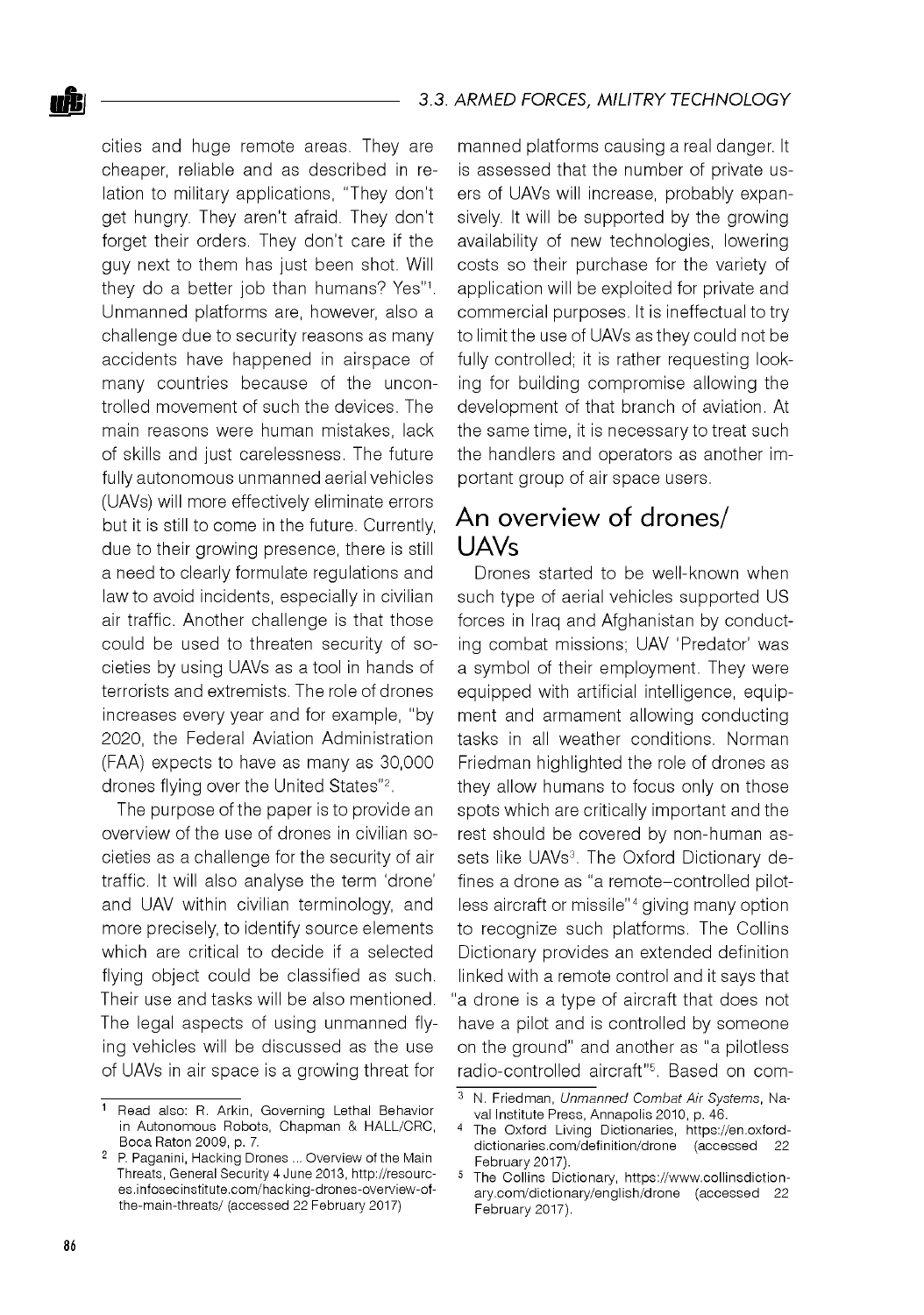cities and huge remote areas. They are cheaper, reliable and as described in relation to military applications, "They don't get hungry. They aren't afraid. They don't forget their orders. They don't care if the guy next to them has just been shot. Will they do a better job than humans? Yes"[1]. Unmanned platforms are, however, also a challenge due to security reasons as many accidents have happened in airspace of many countries because of the uncontrolled movement of such the devices. The main reasons were human mistakes, lack of skills and just carelessness. The future fully autonomous unmanned aerial vehicles (UAVs) will more effectively eliminate errors but it is still to come in the future. Currently, due to their growing presence, there is still a need to clearly formulate regulations and law to avoid incidents, especially in civilian air traffic. Another challenge is that those could be used to threaten security of societies by using UAVs as a tool in hands of terrorists and extremists. The role of drones increases every year and for example, "by 2020, the Federal Aviation Administration (FAA) expects to have as many as 30,000 drones flying over the United States"[2].

The purpose of the paper is to provide an overview of the use of drones in civilian societies as a challenge for the security of air traffic. It will also analyse the term 'drone' and UAV within civilian terminology, and more precisely, to identify source elements which are critical to decide if a selected flying object could be classified as such. Their use and tasks will be also mentioned. The legal aspects of using unmanned flying vehicles will be discussed as the use of UAVs in air space is a growing threat for manned platforms causing a real danger. It is assessed that the number of private users of UAVs will increase, probably expansively. It will be supported by the growing availability of new technologies, lowering costs so their purchase for the variety of application will be exploited for private and commercial purposes. It is ineffectual to try to limit the use of UAVs as they could not be fully controlled; it is rather requesting looking for building compromise allowing the development of that branch of aviation. At the same time, it is necessary to treat such the handlers and operators as another important group of air space users.

## An overview of drones/UAVs

Drones started to be well-known when such type of aerial vehicles supported US forces in Iraq and Afghanistan by conducting combat missions; UAV 'Predator' was a symbol of their employment. They were equipped with artificial intelligence, equipment and armament allowing conducting tasks in all weather conditions. Norman Friedman highlighted the role of drones as they allow humans to focus only on those spots which are critically important and the rest should be covered by non-human assets like UAVs[3]. The Oxford Dictionary defines a drone as "a remote–controlled pilotless aircraft or missile"[4] giving many option to recognize such platforms. The Collins Dictionary provides an extended definition linked with a remote control and it says that "a drone is a type of aircraft that does not have a pilot and is controlled by someone on the ground" and another as "a pilotless radio-controlled aircraft"[5]. Based on com-

---

[1] Read also: R. Arkin, Governing Lethal Behavior in Autonomous Robots, Chapman & HALL/CRC, Boca Raton 2009, p. 7.

[2] P. Paganini, Hacking Drones ... Overview of the Main Threats, General Security 4 June 2013, http://resources.infosecinstitute.com/hacking-drones-overview-of-the-main-threats/ (accessed 22 February 2017)

[3] N. Friedman, *Unmanned Combat Air Systems*, Naval Institute Press, Annapolis 2010, p. 46.

[4] The Oxford Living Dictionaries, https://en.oxforddictionaries.com/definition/drone (accessed 22 February 2017).

[5] The Collins Dictionary, https://www.collinsdictionary.com/dictionary/english/drone (accessed 22 February 2017).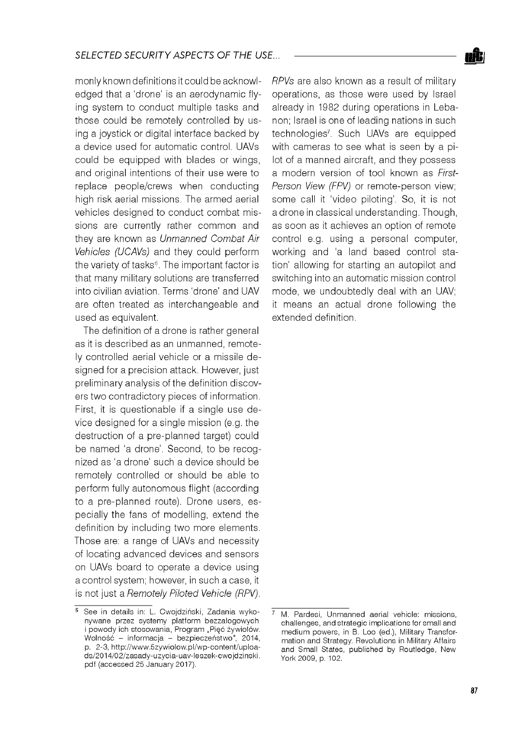monly known definitions it could be acknowledged that a 'drone' is an aerodynamic flying system to conduct multiple tasks and those could be remotely controlled by using a joystick or digital interface backed by a device used for automatic control. UAVs could be equipped with blades or wings, and original intentions of their use were to replace people/crews when conducting high risk aerial missions. The armed aerial vehicles designed to conduct combat missions are currently rather common and they are known as *Unmanned Combat Air Vehicles (UCAVs)* and they could perform the variety of tasks[6]. The important factor is that many military solutions are transferred into civilian aviation. Terms 'drone' and UAV are often treated as interchangeable and used as equivalent.

The definition of a drone is rather general as it is described as an unmanned, remotely controlled aerial vehicle or a missile designed for a precision attack. However, just preliminary analysis of the definition discovers two contradictory pieces of information. First, it is questionable if a single use device designed for a single mission (e.g. the destruction of a pre-planned target) could be named 'a drone'. Second, to be recognized as 'a drone' such a device should be remotely controlled or should be able to perform fully autonomous flight (according to a pre-planned route). Drone users, especially the fans of modelling, extend the definition by including two more elements. Those are: a range of UAVs and necessity of locating advanced devices and sensors on UAVs board to operate a device using a control system; however, in such a case, it is not just a *Remotely Piloted Vehicle (RPV)*. *RPVs* are also known as a result of military operations, as those were used by Israel already in 1982 during operations in Lebanon; Israel is one of leading nations in such technologies[7]. Such UAVs are equipped with cameras to see what is seen by a pilot of a manned aircraft, and they possess a modern version of tool known as *First-Person View (FPV)* or remote-person view; some call it 'video piloting'. So, it is not a drone in classical understanding. Though, as soon as it achieves an option of remote control e.g. using a personal computer, working and 'a land based control station' allowing for starting an autopilot and switching into an automatic mission control mode, we undoubtedly deal with an UAV; it means an actual drone following the extended definition.

---

[6] See in details in: L. Cwojdziński, Zadania wykonywane przez systemy platform bezzałogowych i powody ich stosowania, Program „Pięć żywiołów. Wolność – informacja – bezpieczeństwo", 2014, p. 2-3, http://www.5zywiolow.pl/wp-content/uploads/2014/02/zasady-uzycia-uav-leszek-cwojdzinski.pdf (accessed 25 January 2017).

[7] M. Pardesi, Unmanned aerial vehicle: missions, challenges, and strategic implications for small and medium powers, in B. Loo (ed.), Military Transformation and Strategy. Revolutions in Military Affairs and Small States, published by Routledge, New York 2009, p. 102.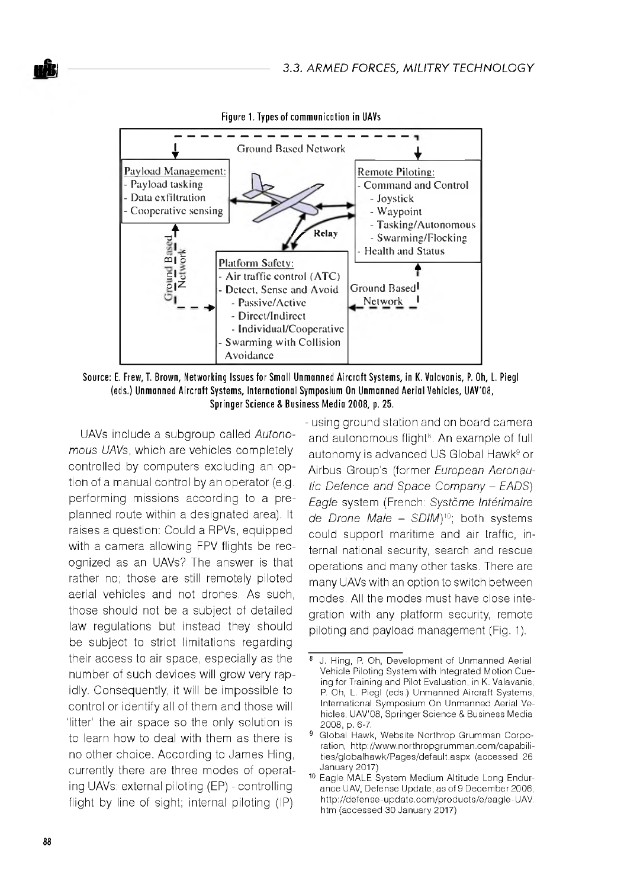Figure 1. Types of communication in UAVs

Ground Based Network

Payload Management:
- Payload tasking
- Data exfiltration
- Cooperative sensing

Remote Piloting:
- Command and Control
  - Joystick
  - Waypoint
  - Tasking/Autonomous
  - Swarming/Flocking
- Health and Status

Relay

Ground Based Network

Platform Safety:
- Air traffic control (ATC)
- Detect, Sense and Avoid
  - Passive/Active
  - Direct/Indirect
  - Individual/Cooperative
- Swarming with Collision Avoidance

Ground Based Network

Source: E. Frew, T. Brown, Networking Issues for Small Unmanned Aircraft Systems, in K. Valavanis, P. Oh, L. Piegl (eds.) Unmanned Aircraft Systems, International Symposium On Unmanned Aerial Vehicles, UAV'08, Springer Science & Business Media 2008, p. 25.

UAVs include a subgroup called *Autonomous UAVs*, which are vehicles completely controlled by computers excluding an option of a manual control by an operator (e.g. performing missions according to a pre-planned route within a designated area). It raises a question: Could a RPVs, equipped with a camera allowing FPV flights be recognized as an UAVs? The answer is that rather no; those are still remotely piloted aerial vehicles and not drones. As such, those should not be a subject of detailed law regulations but instead they should be subject to strict limitations regarding their access to air space, especially as the number of such devices will grow very rapidly. Consequently, it will be impossible to control or identify all of them and those will 'litter' the air space so the only solution is to learn how to deal with them as there is no other choice. According to James Hing, currently there are three modes of operating UAVs: external piloting (EP) - controlling flight by line of sight; internal piloting (IP) - using ground station and on board camera and autonomous flight[8]. An example of full autonomy is advanced US Global Hawk[9] or Airbus Group's (former *European Aeronautic Defence and Space Company – EADS*) *Eagle* system (French: *Systčme Intérimaire de Drone Male – SDIM*)[10]; both systems could support maritime and air traffic, internal national security, search and rescue operations and many other tasks. There are many UAVs with an option to switch between modes. All the modes must have close integration with any platform security, remote piloting and payload management (Fig. 1).

---

[8] J. Hing, P. Oh, Development of Unmanned Aerial Vehicle Piloting System with Integrated Motion Cueing for Training and Pilot Evaluation, in K. Valavanis, P. Oh, L. Piegl (eds.) Unmanned Aircraft Systems, International Symposium On Unmanned Aerial Vehicles, UAV'08, Springer Science & Business Media 2008, p. 6-7.

[9] Global Hawk, Website Northrop Grumman Corporation, http://www.northropgrumman.com/capabilities/globalhawk/Pages/default.aspx (accessed 26 January 2017)

[10] Eagle MALE System Medium Altitude Long Endurance UAV, Defense Update, as of 9 December 2006, http://defense-update.com/products/e/eagle-UAV.htm (accessed 30 January 2017)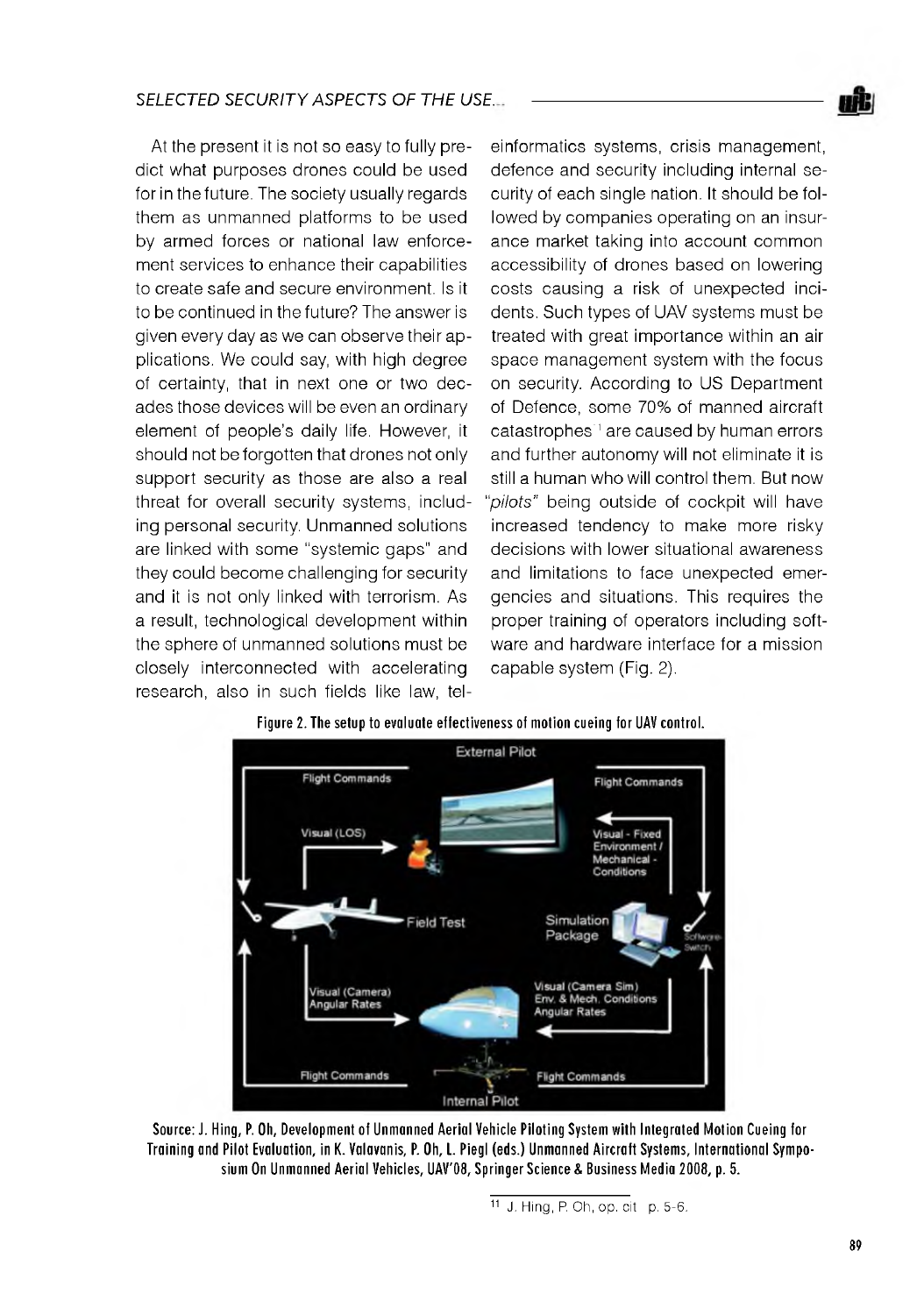At the present it is not so easy to fully predict what purposes drones could be used for in the future. The society usually regards them as unmanned platforms to be used by armed forces or national law enforcement services to enhance their capabilities to create safe and secure environment. Is it to be continued in the future? The answer is given every day as we can observe their applications. We could say, with high degree of certainty, that in next one or two decades those devices will be even an ordinary element of people's daily life. However, it should not be forgotten that drones not only support security as those are also a real threat for overall security systems, including personal security. Unmanned solutions are linked with some "systemic gaps" and they could become challenging for security and it is not only linked with terrorism. As a result, technological development within the sphere of unmanned solutions must be closely interconnected with accelerating research, also in such fields like law, teleinformatics systems, crisis management, defence and security including internal security of each single nation. It should be followed by companies operating on an insurance market taking into account common accessibility of drones based on lowering costs causing a risk of unexpected incidents. Such types of UAV systems must be treated with great importance within an air space management system with the focus on security. According to US Department of Defence, some 70% of manned aircraft catastrophes[11] are caused by human errors and further autonomy will not eliminate it is still a human who will control them. But now "*pilots*" being outside of cockpit will have increased tendency to make more risky decisions with lower situational awareness and limitations to face unexpected emergencies and situations. This requires the proper training of operators including software and hardware interface for a mission capable system (Fig. 2).

**Figure 2. The setup to evaluate effectiveness of motion cueing for UAV control.**

Source: J. Hing, P. Oh, Development of Unmanned Aerial Vehicle Piloting System with Integrated Motion Cueing for Training and Pilot Evaluation, in K. Valavanis, P. Oh, L. Piegl (eds.) Unmanned Aircraft Systems, International Symposium On Unmanned Aerial Vehicles, UAV'08, Springer Science & Business Media 2008, p. 5.

[11] J. Hing, P. Oh, op. cit p. 5-6.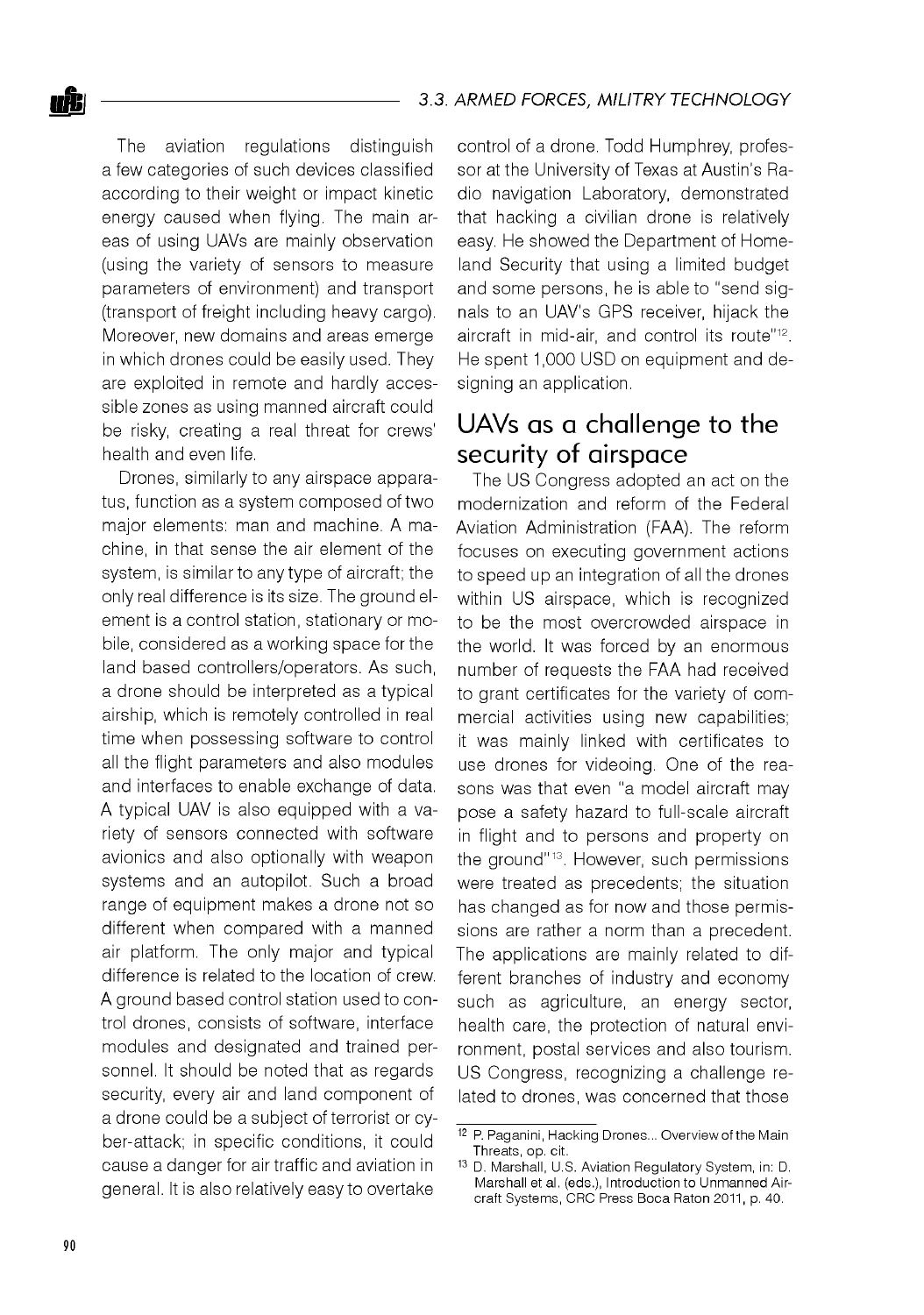The aviation regulations distinguish a few categories of such devices classified according to their weight or impact kinetic energy caused when flying. The main areas of using UAVs are mainly observation (using the variety of sensors to measure parameters of environment) and transport (transport of freight including heavy cargo). Moreover, new domains and areas emerge in which drones could be easily used. They are exploited in remote and hardly accessible zones as using manned aircraft could be risky, creating a real threat for crews' health and even life.

Drones, similarly to any airspace apparatus, function as a system composed of two major elements: man and machine. A machine, in that sense the air element of the system, is similar to any type of aircraft; the only real difference is its size. The ground element is a control station, stationary or mobile, considered as a working space for the land based controllers/operators. As such, a drone should be interpreted as a typical airship, which is remotely controlled in real time when possessing software to control all the flight parameters and also modules and interfaces to enable exchange of data. A typical UAV is also equipped with a variety of sensors connected with software avionics and also optionally with weapon systems and an autopilot. Such a broad range of equipment makes a drone not so different when compared with a manned air platform. The only major and typical difference is related to the location of crew. A ground based control station used to control drones, consists of software, interface modules and designated and trained personnel. It should be noted that as regards security, every air and land component of a drone could be a subject of terrorist or cyber-attack; in specific conditions, it could cause a danger for air traffic and aviation in general. It is also relatively easy to overtake control of a drone. Todd Humphrey, professor at the University of Texas at Austin's Radio navigation Laboratory, demonstrated that hacking a civilian drone is relatively easy. He showed the Department of Homeland Security that using a limited budget and some persons, he is able to "send signals to an UAV's GPS receiver, hijack the aircraft in mid-air, and control its route"[12]. He spent 1,000 USD on equipment and designing an application.

## UAVs as a challenge to the security of airspace

The US Congress adopted an act on the modernization and reform of the Federal Aviation Administration (FAA). The reform focuses on executing government actions to speed up an integration of all the drones within US airspace, which is recognized to be the most overcrowded airspace in the world. It was forced by an enormous number of requests the FAA had received to grant certificates for the variety of commercial activities using new capabilities; it was mainly linked with certificates to use drones for videoing. One of the reasons was that even "a model aircraft may pose a safety hazard to full-scale aircraft in flight and to persons and property on the ground"[13]. However, such permissions were treated as precedents; the situation has changed as for now and those permissions are rather a norm than a precedent. The applications are mainly related to different branches of industry and economy such as agriculture, an energy sector, health care, the protection of natural environment, postal services and also tourism. US Congress, recognizing a challenge related to drones, was concerned that those

---

[12] P. Paganini, Hacking Drones... Overview of the Main Threats, op. cit.

[13] D. Marshall, U.S. Aviation Regulatory System, in: D. Marshall et al. (eds.), Introduction to Unmanned Aircraft Systems, CRC Press Boca Raton 2011, p. 40.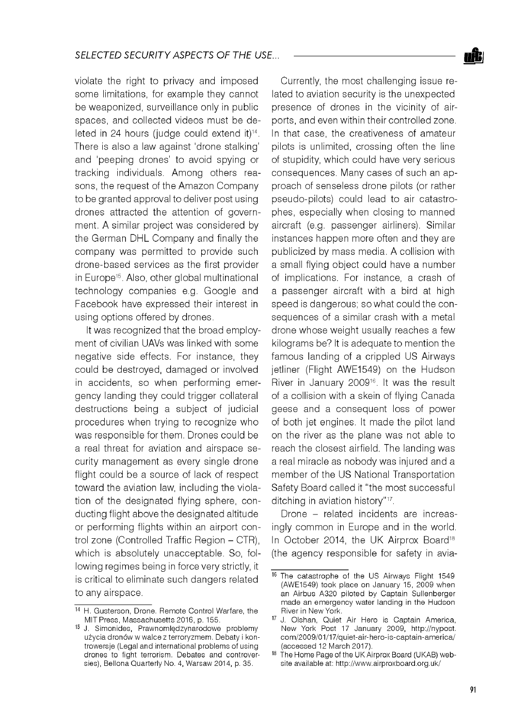violate the right to privacy and imposed some limitations, for example they cannot be weaponized, surveillance only in public spaces, and collected videos must be deleted in 24 hours (judge could extend it)[14]. There is also a law against 'drone stalking' and 'peeping drones' to avoid spying or tracking individuals. Among others reasons, the request of the Amazon Company to be granted approval to deliver post using drones attracted the attention of government. A similar project was considered by the German DHL Company and finally the company was permitted to provide such drone-based services as the first provider in Europe[15]. Also, other global multinational technology companies e.g. Google and Facebook have expressed their interest in using options offered by drones.

It was recognized that the broad employment of civilian UAVs was linked with some negative side effects. For instance, they could be destroyed, damaged or involved in accidents, so when performing emergency landing they could trigger collateral destructions being a subject of judicial procedures when trying to recognize who was responsible for them. Drones could be a real threat for aviation and airspace security management as every single drone flight could be a source of lack of respect toward the aviation law, including the violation of the designated flying sphere, conducting flight above the designated altitude or performing flights within an airport control zone (Controlled Traffic Region – CTR), which is absolutely unacceptable. So, following regimes being in force very strictly, it is critical to eliminate such dangers related to any airspace.

Currently, the most challenging issue related to aviation security is the unexpected presence of drones in the vicinity of airports, and even within their controlled zone. In that case, the creativeness of amateur pilots is unlimited, crossing often the line of stupidity, which could have very serious consequences. Many cases of such an approach of senseless drone pilots (or rather pseudo-pilots) could lead to air catastrophes, especially when closing to manned aircraft (e.g. passenger airliners). Similar instances happen more often and they are publicized by mass media. A collision with a small flying object could have a number of implications. For instance, a crash of a passenger aircraft with a bird at high speed is dangerous; so what could the consequences of a similar crash with a metal drone whose weight usually reaches a few kilograms be? It is adequate to mention the famous landing of a crippled US Airways jetliner (Flight AWE1549) on the Hudson River in January 2009[16]. It was the result of a collision with a skein of flying Canada geese and a consequent loss of power of both jet engines. It made the pilot land on the river as the plane was not able to reach the closest airfield. The landing was a real miracle as nobody was injured and a member of the US National Transportation Safety Board called it "the most successful ditching in aviation history"[17].

Drone – related incidents are increasingly common in Europe and in the world. In October 2014, the UK Airprox Board[18] (the agency responsible for safety in avia-

---

[14] H. Gusterson, Drone. Remote Control Warfare, the MIT Press, Massachusetts 2016, p. 155.

[15] J. Simonides, Prawnomiędzynarodowe problemy użycia dronów w walce z terroryzmem. Debaty i kontrowersje (Legal and international problems of using drones to fight terrorism. Debates and controversies), Bellona Quarterly No. 4, Warsaw 2014, p. 35.

[16] The catastrophe of the US Airways Flight 1549 (AWE1549) took place on January 15, 2009 when an Airbus A320 piloted by Captain Sullenberger made an emergency water landing in the Hudson River in New York.

[17] J. Olshan, Quiet Air Hero is Captain America, New York Post 17 January 2009, http://nypost.com/2009/01/17/quiet-air-hero-is-captain-america/ (accessed 12 March 2017).

[18] The Home Page of the UK Airprox Board (UKAB) website available at: http://www.airproxboard.org.uk/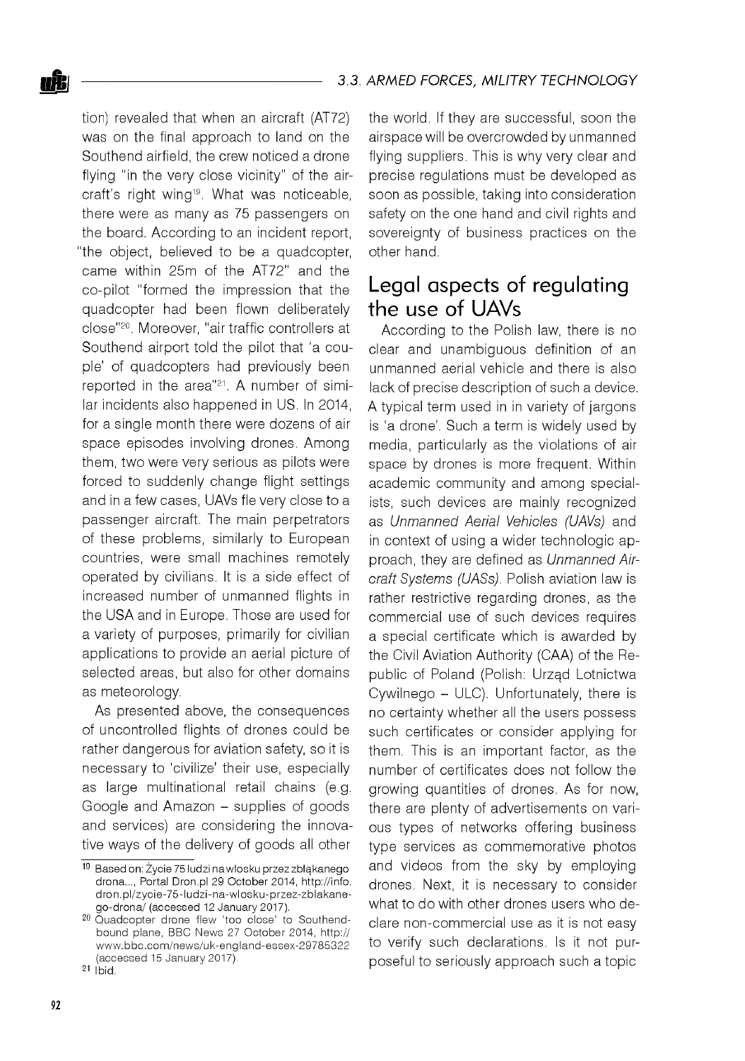tion) revealed that when an aircraft (AT72) was on the final approach to land on the Southend airfield, the crew noticed a drone flying "in the very close vicinity" of the aircraft's right wing[19]. What was noticeable, there were as many as 75 passengers on the board. According to an incident report, "the object, believed to be a quadcopter, came within 25m of the AT72" and the co-pilot "formed the impression that the quadcopter had been flown deliberately close"[20]. Moreover, "air traffic controllers at Southend airport told the pilot that 'a couple' of quadcopters had previously been reported in the area"[21]. A number of similar incidents also happened in US. In 2014, for a single month there were dozens of air space episodes involving drones. Among them, two were very serious as pilots were forced to suddenly change flight settings and in a few cases, UAVs fle very close to a passenger aircraft. The main perpetrators of these problems, similarly to European countries, were small machines remotely operated by civilians. It is a side effect of increased number of unmanned flights in the USA and in Europe. Those are used for a variety of purposes, primarily for civilian applications to provide an aerial picture of selected areas, but also for other domains as meteorology.

As presented above, the consequences of uncontrolled flights of drones could be rather dangerous for aviation safety, so it is necessary to 'civilize' their use, especially as large multinational retail chains (e.g. Google and Amazon – supplies of goods and services) are considering the innovative ways of the delivery of goods all other the world. If they are successful, soon the airspace will be overcrowded by unmanned flying suppliers. This is why very clear and precise regulations must be developed as soon as possible, taking into consideration safety on the one hand and civil rights and sovereignty of business practices on the other hand.

## Legal aspects of regulating the use of UAVs

According to the Polish law, there is no clear and unambiguous definition of an unmanned aerial vehicle and there is also lack of precise description of such a device. A typical term used in in variety of jargons is 'a drone'. Such a term is widely used by media, particularly as the violations of air space by drones is more frequent. Within academic community and among specialists, such devices are mainly recognized as *Unmanned Aerial Vehicles (UAVs)* and in context of using a wider technologic approach, they are defined as *Unmanned Aircraft Systems (UASs)*. Polish aviation law is rather restrictive regarding drones, as the commercial use of such devices requires a special certificate which is awarded by the Civil Aviation Authority (CAA) of the Republic of Poland (Polish: Urząd Lotnictwa Cywilnego – ULC). Unfortunately, there is no certainty whether all the users possess such certificates or consider applying for them. This is an important factor, as the number of certificates does not follow the growing quantities of drones. As for now, there are plenty of advertisements on various types of networks offering business type services as commemorative photos and videos from the sky by employing drones. Next, it is necessary to consider what to do with other drones users who declare non-commercial use as it is not easy to verify such declarations. Is it not purposeful to seriously approach such a topic

---

[19] Based on: Życie 75 ludzi na włosku przez zbłąkanego drona..., Portal Dron.pl 29 October 2014, http://info.dron.pl/zycie-75-ludzi-na-wlosku-przez-zblakanego-drona/ (accessed 12 January 2017).

[20] Quadcopter drone flew 'too close' to Southend-bound plane, BBC News 27 October 2014, http://www.bbc.com/news/uk-england-essex-29785322 (accessed 15 January 2017).

[21] Ibid.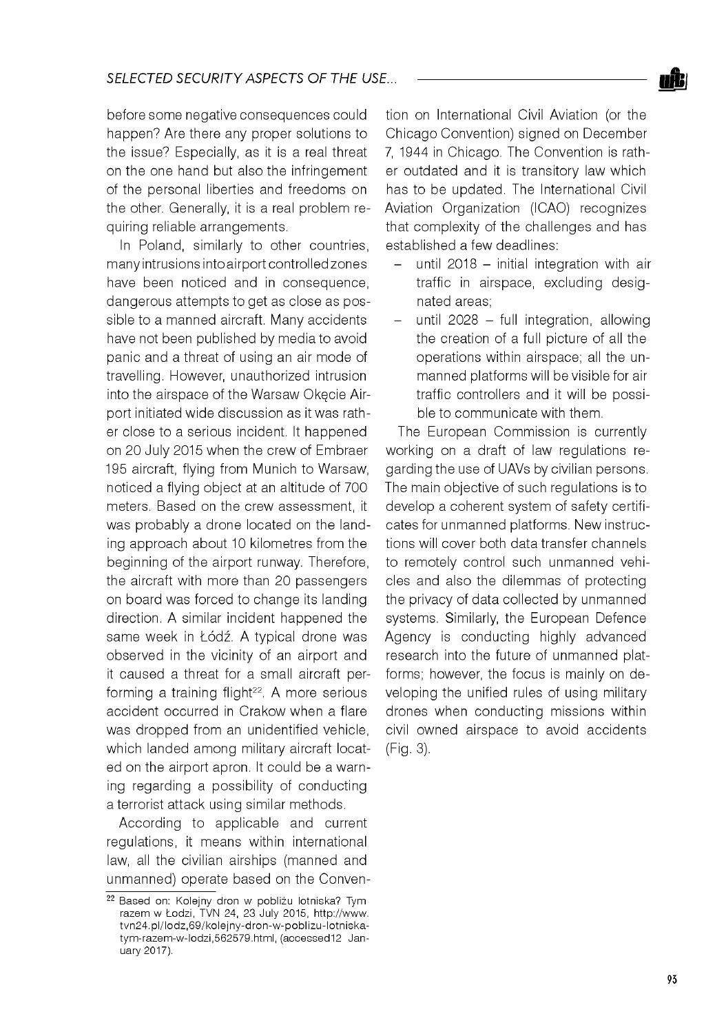before some negative consequences could happen? Are there any proper solutions to the issue? Especially, as it is a real threat on the one hand but also the infringement of the personal liberties and freedoms on the other. Generally, it is a real problem requiring reliable arrangements.

In Poland, similarly to other countries, many intrusions into airport controlled zones have been noticed and in consequence, dangerous attempts to get as close as possible to a manned aircraft. Many accidents have not been published by media to avoid panic and a threat of using an air mode of travelling. However, unauthorized intrusion into the airspace of the Warsaw Okęcie Airport initiated wide discussion as it was rather close to a serious incident. It happened on 20 July 2015 when the crew of Embraer 195 aircraft, flying from Munich to Warsaw, noticed a flying object at an altitude of 700 meters. Based on the crew assessment, it was probably a drone located on the landing approach about 10 kilometres from the beginning of the airport runway. Therefore, the aircraft with more than 20 passengers on board was forced to change its landing direction. A similar incident happened the same week in Łódź. A typical drone was observed in the vicinity of an airport and it caused a threat for a small aircraft performing a training flight[22]. A more serious accident occurred in Crakow when a flare was dropped from an unidentified vehicle, which landed among military aircraft located on the airport apron. It could be a warning regarding a possibility of conducting a terrorist attack using similar methods.

According to applicable and current regulations, it means within international law, all the civilian airships (manned and unmanned) operate based on the Convention on International Civil Aviation (or the Chicago Convention) signed on December 7, 1944 in Chicago. The Convention is rather outdated and it is transitory law which has to be updated. The International Civil Aviation Organization (ICAO) recognizes that complexity of the challenges and has established a few deadlines:

- until 2018 – initial integration with air traffic in airspace, excluding designated areas;
- until 2028 – full integration, allowing the creation of a full picture of all the operations within airspace; all the unmanned platforms will be visible for air traffic controllers and it will be possible to communicate with them.

The European Commission is currently working on a draft of law regulations regarding the use of UAVs by civilian persons. The main objective of such regulations is to develop a coherent system of safety certificates for unmanned platforms. New instructions will cover both data transfer channels to remotely control such unmanned vehicles and also the dilemmas of protecting the privacy of data collected by unmanned systems. Similarly, the European Defence Agency is conducting highly advanced research into the future of unmanned platforms; however, the focus is mainly on developing the unified rules of using military drones when conducting missions within civil owned airspace to avoid accidents (Fig. 3).

[22] Based on: Kolejny dron w pobliżu lotniska? Tym razem w Łodzi, TVN 24, 23 July 2015, http://www.tvn24.pl/lodz,69/kolejny-dron-w-poblizu-lotniska-tym-razem-w-lodzi,562579.html, (accessed12 January 2017).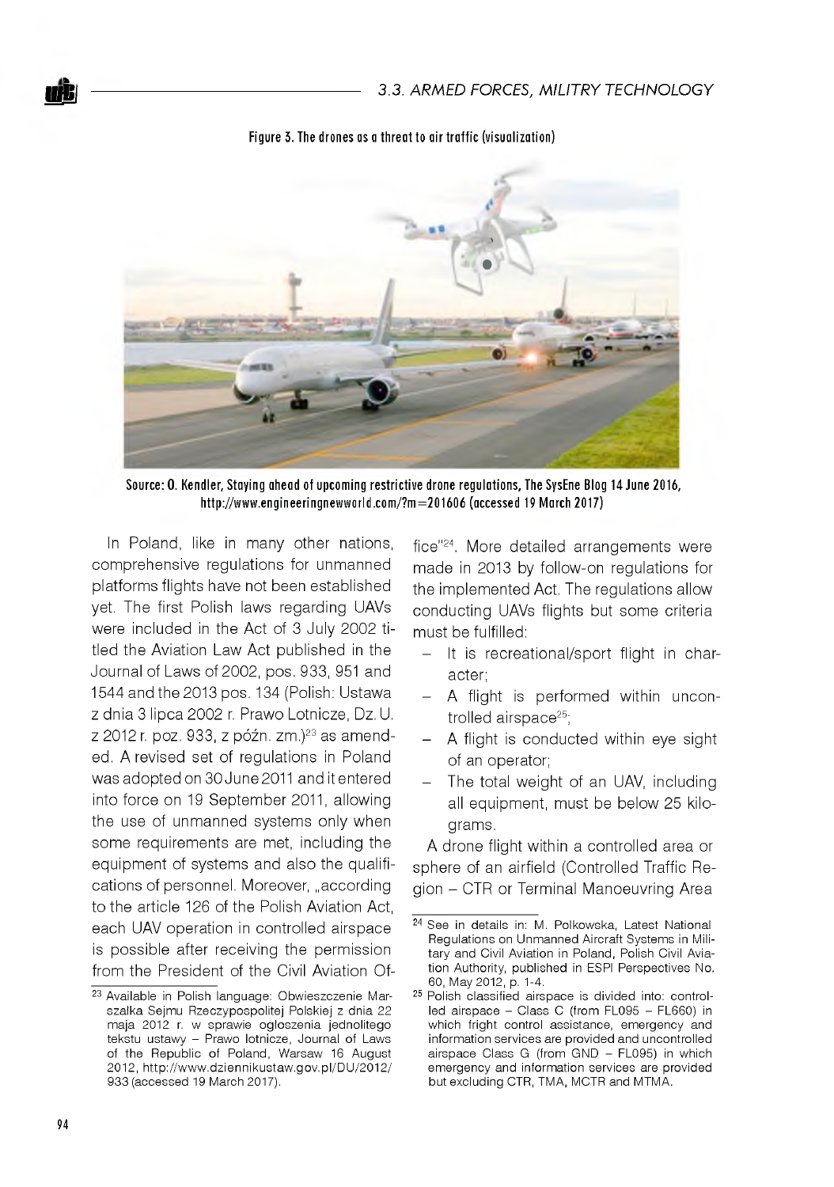Figure 3. The drones as a threat to air traffic (visualization)

Source: O. Kendler, Staying ahead of upcoming restrictive drone regulations, The SysEne Blog 14 June 2016, http://www.engineeringnewworld.com/?m=201606 (accessed 19 March 2017)

In Poland, like in many other nations, comprehensive regulations for unmanned platforms flights have not been established yet. The first Polish laws regarding UAVs were included in the Act of 3 July 2002 titled the Aviation Law Act published in the Journal of Laws of 2002, pos. 933, 951 and 1544 and the 2013 pos. 134 (Polish: Ustawa z dnia 3 lipca 2002 r. Prawo Lotnicze, Dz. U. z 2012 r. poz. 933, z późn. zm.)[23] as amended. A revised set of regulations in Poland was adopted on 30 June 2011 and it entered into force on 19 September 2011, allowing the use of unmanned systems only when some requirements are met, including the equipment of systems and also the qualifications of personnel. Moreover, „according to the article 126 of the Polish Aviation Act, each UAV operation in controlled airspace is possible after receiving the permission from the President of the Civil Aviation Office"[24]. More detailed arrangements were made in 2013 by follow-on regulations for the implemented Act. The regulations allow conducting UAVs flights but some criteria must be fulfilled:

- It is recreational/sport flight in character;
- A flight is performed within uncontrolled airspace[25];
- A flight is conducted within eye sight of an operator;
- The total weight of an UAV, including all equipment, must be below 25 kilograms.

A drone flight within a controlled area or sphere of an airfield (Controlled Traffic Region – CTR or Terminal Manoeuvring Area

[23] Available in Polish language: Obwieszczenie Marszalka Sejmu Rzeczypospolitej Polskiej z dnia 22 maja 2012 r. w sprawie ogloszenia jednolitego tekstu ustawy – Prawo lotnicze, Journal of Laws of the Republic of Poland, Warsaw 16 August 2012, http://www.dziennikustaw.gov.pl/DU/2012/933 (accessed 19 March 2017).

[24] See in details in: M. Polkowska, Latest National Regulations on Unmanned Aircraft Systems in Military and Civil Aviation in Poland, Polish Civil Aviation Authority, published in ESPI Perspectives No. 60, May 2012, p. 1-4.

[25] Polish classified airspace is divided into: controlled airspace – Class C (from FL095 – FL660) in which fright control assistance, emergency and information services are provided and uncontrolled airspace Class G (from GND – FL095) in which emergency and information services are provided but excluding CTR, TMA, MCTR and MTMA.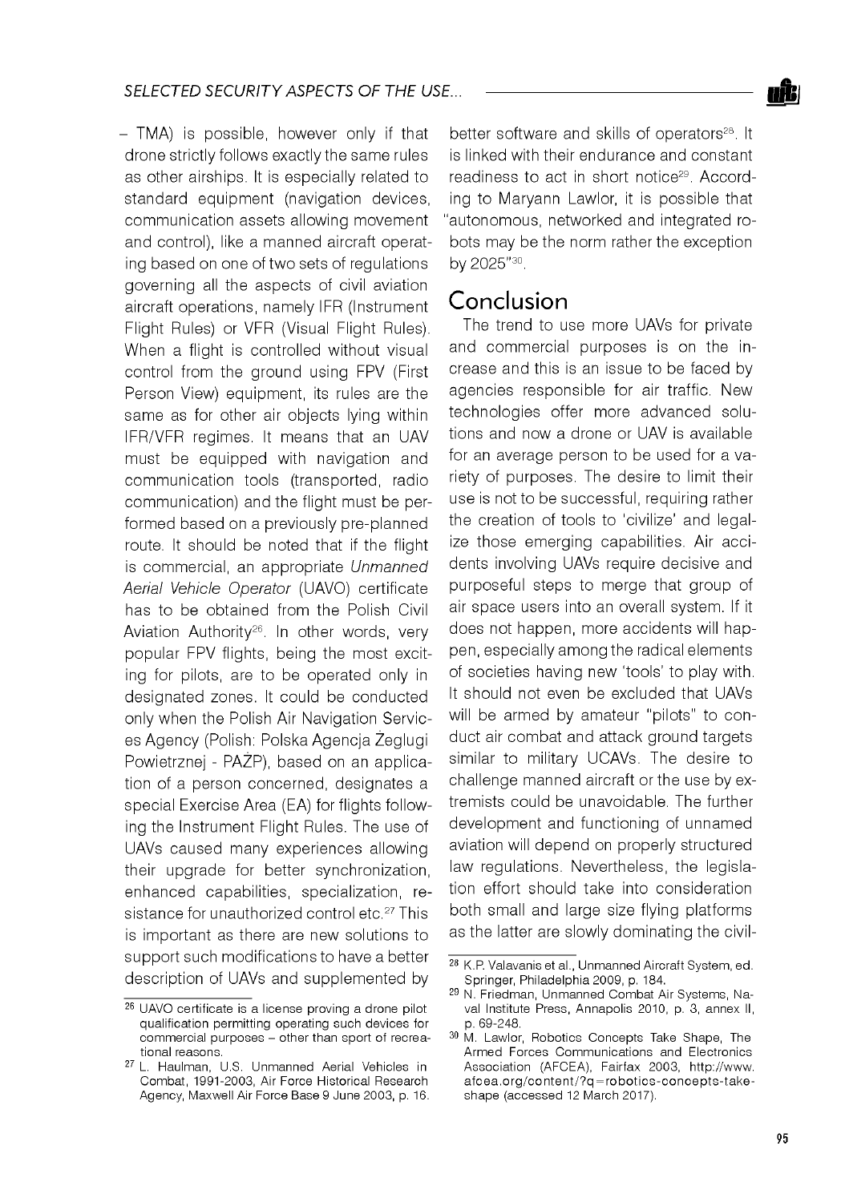– TMA) is possible, however only if that drone strictly follows exactly the same rules as other airships. It is especially related to standard equipment (navigation devices, communication assets allowing movement and control), like a manned aircraft operating based on one of two sets of regulations governing all the aspects of civil aviation aircraft operations, namely IFR (Instrument Flight Rules) or VFR (Visual Flight Rules). When a flight is controlled without visual control from the ground using FPV (First Person View) equipment, its rules are the same as for other air objects lying within IFR/VFR regimes. It means that an UAV must be equipped with navigation and communication tools (transported, radio communication) and the flight must be performed based on a previously pre-planned route. It should be noted that if the flight is commercial, an appropriate *Unmanned Aerial Vehicle Operator* (UAVO) certificate has to be obtained from the Polish Civil Aviation Authority[26]. In other words, very popular FPV flights, being the most exciting for pilots, are to be operated only in designated zones. It could be conducted only when the Polish Air Navigation Services Agency (Polish: Polska Agencja Żeglugi Powietrznej - PAŻP), based on an application of a person concerned, designates a special Exercise Area (EA) for flights following the Instrument Flight Rules. The use of UAVs caused many experiences allowing their upgrade for better synchronization, enhanced capabilities, specialization, resistance for unauthorized control etc.[27] This is important as there are new solutions to support such modifications to have a better description of UAVs and supplemented by better software and skills of operators[28]. It is linked with their endurance and constant readiness to act in short notice[29]. According to Maryann Lawlor, it is possible that "autonomous, networked and integrated robots may be the norm rather the exception by 2025"[30].

## Conclusion

The trend to use more UAVs for private and commercial purposes is on the increase and this is an issue to be faced by agencies responsible for air traffic. New technologies offer more advanced solutions and now a drone or UAV is available for an average person to be used for a variety of purposes. The desire to limit their use is not to be successful, requiring rather the creation of tools to 'civilize' and legalize those emerging capabilities. Air accidents involving UAVs require decisive and purposeful steps to merge that group of air space users into an overall system. If it does not happen, more accidents will happen, especially among the radical elements of societies having new 'tools' to play with. It should not even be excluded that UAVs will be armed by amateur "pilots" to conduct air combat and attack ground targets similar to military UCAVs. The desire to challenge manned aircraft or the use by extremists could be unavoidable. The further development and functioning of unnamed aviation will depend on properly structured law regulations. Nevertheless, the legislation effort should take into consideration both small and large size flying platforms as the latter are slowly dominating the civil-

---

[26] UAVO certificate is a license proving a drone pilot qualification permitting operating such devices for commercial purposes – other than sport of recreational reasons.

[27] L. Haulman, U.S. Unmanned Aerial Vehicles in Combat, 1991-2003, Air Force Historical Research Agency, Maxwell Air Force Base 9 June 2003, p. 16.

[28] K.P. Valavanis et al., Unmanned Aircraft System, ed. Springer, Philadelphia 2009, p. 184.

[29] N. Friedman, Unmanned Combat Air Systems, Naval Institute Press, Annapolis 2010, p. 3, annex II, p. 69-248.

[30] M. Lawlor, Robotics Concepts Take Shape, The Armed Forces Communications and Electronics Association (AFCEA), Fairfax 2003, http://www.afcea.org/content/?q=robotics-concepts-take-shape (accessed 12 March 2017).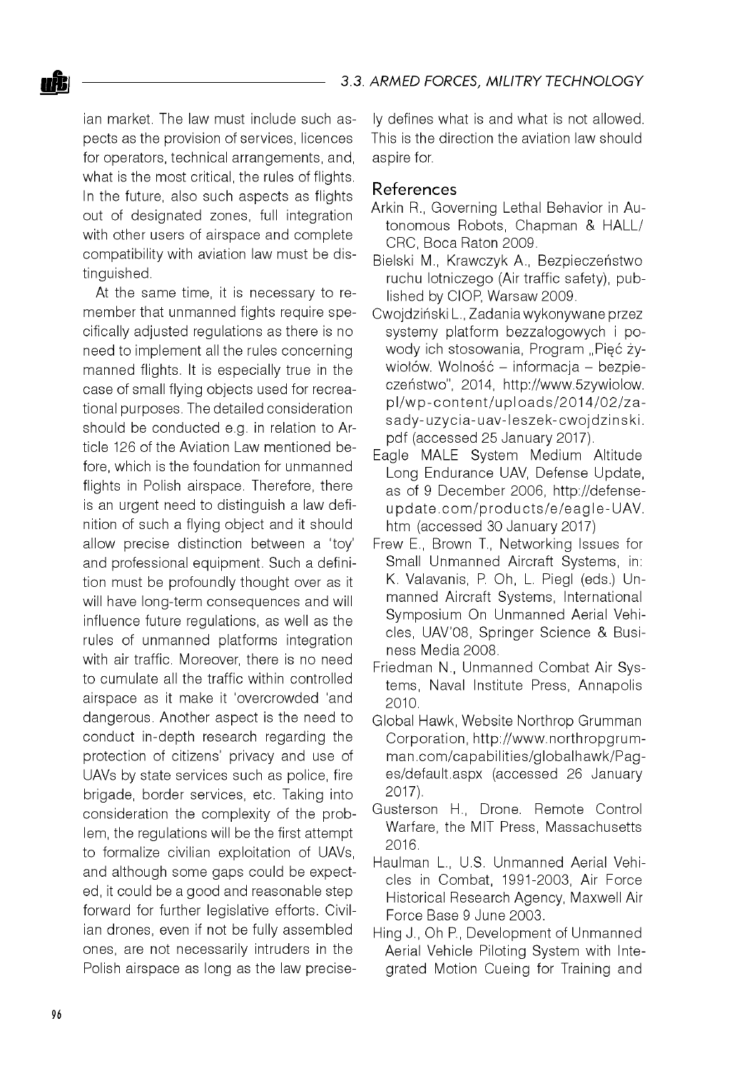ian market. The law must include such aspects as the provision of services, licences for operators, technical arrangements, and, what is the most critical, the rules of flights. In the future, also such aspects as flights out of designated zones, full integration with other users of airspace and complete compatibility with aviation law must be distinguished.

At the same time, it is necessary to remember that unmanned fights require specifically adjusted regulations as there is no need to implement all the rules concerning manned flights. It is especially true in the case of small flying objects used for recreational purposes. The detailed consideration should be conducted e.g. in relation to Article 126 of the Aviation Law mentioned before, which is the foundation for unmanned flights in Polish airspace. Therefore, there is an urgent need to distinguish a law definition of such a flying object and it should allow precise distinction between a 'toy' and professional equipment. Such a definition must be profoundly thought over as it will have long-term consequences and will influence future regulations, as well as the rules of unmanned platforms integration with air traffic. Moreover, there is no need to cumulate all the traffic within controlled airspace as it make it 'overcrowded 'and dangerous. Another aspect is the need to conduct in-depth research regarding the protection of citizens' privacy and use of UAVs by state services such as police, fire brigade, border services, etc. Taking into consideration the complexity of the problem, the regulations will be the first attempt to formalize civilian exploitation of UAVs, and although some gaps could be expected, it could be a good and reasonable step forward for further legislative efforts. Civilian drones, even if not be fully assembled ones, are not necessarily intruders in the Polish airspace as long as the law precisely defines what is and what is not allowed. This is the direction the aviation law should aspire for.

## References

Arkin R., Governing Lethal Behavior in Autonomous Robots, Chapman & HALL/CRC, Boca Raton 2009.

Bielski M., Krawczyk A., Bezpieczeństwo ruchu lotniczego (Air traffic safety), published by CIOP, Warsaw 2009.

Cwojdziński L., Zadania wykonywane przez systemy platform bezzałogowych i powody ich stosowania, Program „Pięć żywiołów. Wolność – informacja – bezpieczeństwo", 2014, http://www.5zywiolow.pl/wp-content/uploads/2014/02/zasady-uzycia-uav-leszek-cwojdzinski.pdf (accessed 25 January 2017).

Eagle MALE System Medium Altitude Long Endurance UAV, Defense Update, as of 9 December 2006, http://defense-update.com/products/e/eagle-UAV.htm (accessed 30 January 2017)

Frew E., Brown T., Networking Issues for Small Unmanned Aircraft Systems, in: K. Valavanis, P. Oh, L. Piegl (eds.) Unmanned Aircraft Systems, International Symposium On Unmanned Aerial Vehicles, UAV'08, Springer Science & Business Media 2008.

Friedman N., Unmanned Combat Air Systems, Naval Institute Press, Annapolis 2010.

Global Hawk, Website Northrop Grumman Corporation, http://www.northropgrumman.com/capabilities/globalhawk/Pages/default.aspx (accessed 26 January 2017).

Gusterson H., Drone. Remote Control Warfare, the MIT Press, Massachusetts 2016.

Haulman L., U.S. Unmanned Aerial Vehicles in Combat, 1991-2003, Air Force Historical Research Agency, Maxwell Air Force Base 9 June 2003.

Hing J., Oh P., Development of Unmanned Aerial Vehicle Piloting System with Integrated Motion Cueing for Training and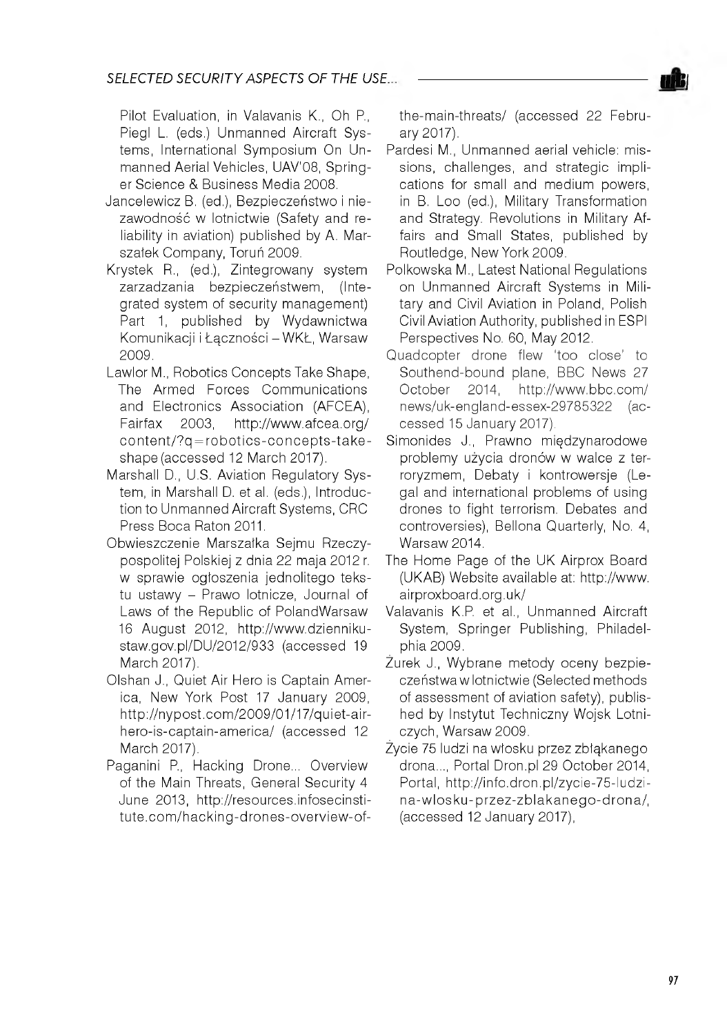Pilot Evaluation, in Valavanis K., Oh P., Piegl L. (eds.) Unmanned Aircraft Systems, International Symposium On Unmanned Aerial Vehicles, UAV'08, Springer Science & Business Media 2008.

Jancelewicz B. (ed.), Bezpieczeństwo i niezawodność w lotnictwie (Safety and reliability in aviation) published by A. Marszałek Company, Toruń 2009.

Krystek R., (ed.), Zintegrowany system zarzadzania bezpieczeństwem, (Integrated system of security management) Part 1, published by Wydawnictwa Komunikacji i Łączności – WKŁ, Warsaw 2009.

Lawlor M., Robotics Concepts Take Shape, The Armed Forces Communications and Electronics Association (AFCEA), Fairfax 2003, http://www.afcea.org/content/?q=robotics-concepts-take-shape (accessed 12 March 2017).

Marshall D., U.S. Aviation Regulatory System, in Marshall D. et al. (eds.), Introduction to Unmanned Aircraft Systems, CRC Press Boca Raton 2011.

Obwieszczenie Marszałka Sejmu Rzeczypospolitej Polskiej z dnia 22 maja 2012 r. w sprawie ogłoszenia jednolitego tekstu ustawy – Prawo lotnicze, Journal of Laws of the Republic of PolandWarsaw 16 August 2012, http://www.dziennikustaw.gov.pl/DU/2012/933 (accessed 19 March 2017).

Olshan J., Quiet Air Hero is Captain America, New York Post 17 January 2009, http://nypost.com/2009/01/17/quiet-air-hero-is-captain-america/ (accessed 12 March 2017).

Paganini P., Hacking Drone... Overview of the Main Threats, General Security 4 June 2013, http://resources.infosecinstitute.com/hacking-drones-overview-of-the-main-threats/ (accessed 22 February 2017).

Pardesi M., Unmanned aerial vehicle: missions, challenges, and strategic implications for small and medium powers, in B. Loo (ed.), Military Transformation and Strategy. Revolutions in Military Affairs and Small States, published by Routledge, New York 2009.

Polkowska M., Latest National Regulations on Unmanned Aircraft Systems in Military and Civil Aviation in Poland, Polish Civil Aviation Authority, published in ESPI Perspectives No. 60, May 2012.

Quadcopter drone flew 'too close' to Southend-bound plane, BBC News 27 October 2014, http://www.bbc.com/news/uk-england-essex-29785322 (accessed 15 January 2017).

Simonides J., Prawno międzynarodowe problemy użycia dronów w walce z terroryzmem, Debaty i kontrowersje (Legal and international problems of using drones to fight terrorism. Debates and controversies), Bellona Quarterly, No. 4, Warsaw 2014.

The Home Page of the UK Airprox Board (UKAB) Website available at: http://www.airproxboard.org.uk/

Valavanis K.P. et al., Unmanned Aircraft System, Springer Publishing, Philadelphia 2009.

Żurek J., Wybrane metody oceny bezpieczeństwa w lotnictwie (Selected methods of assessment of aviation safety), published by Instytut Techniczny Wojsk Lotniczych, Warsaw 2009.

Życie 75 ludzi na włosku przez zbłąkanego drona..., Portal Dron.pl 29 October 2014, Portal, http://info.dron.pl/zycie-75-ludzi-na-wlosku-przez-zblakanego-drona/, (accessed 12 January 2017),